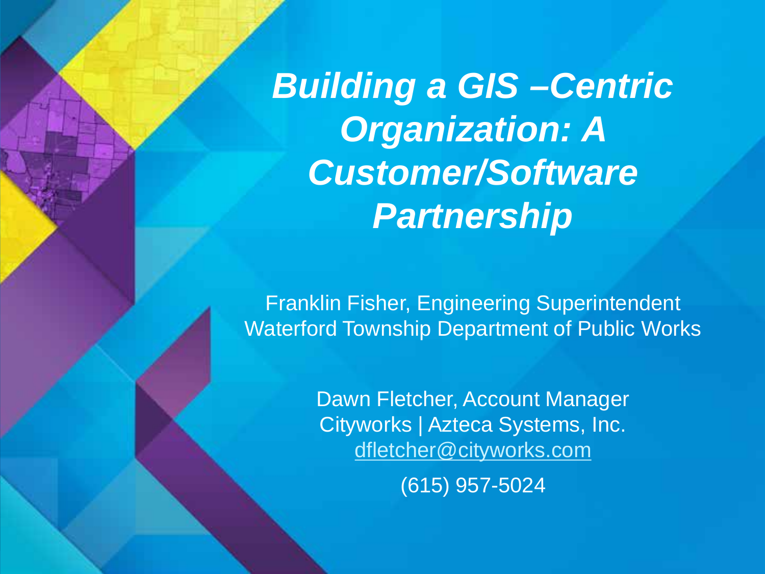# *Building a GIS –Centric Organization: A Customer/Software Partnership*

Franklin Fisher, Engineering Superintendent
Waterford Township Department of Public Works

Dawn Fletcher, Account Manager
Cityworks | Azteca Systems, Inc.
dfletcher@cityworks.com

(615) 957-5024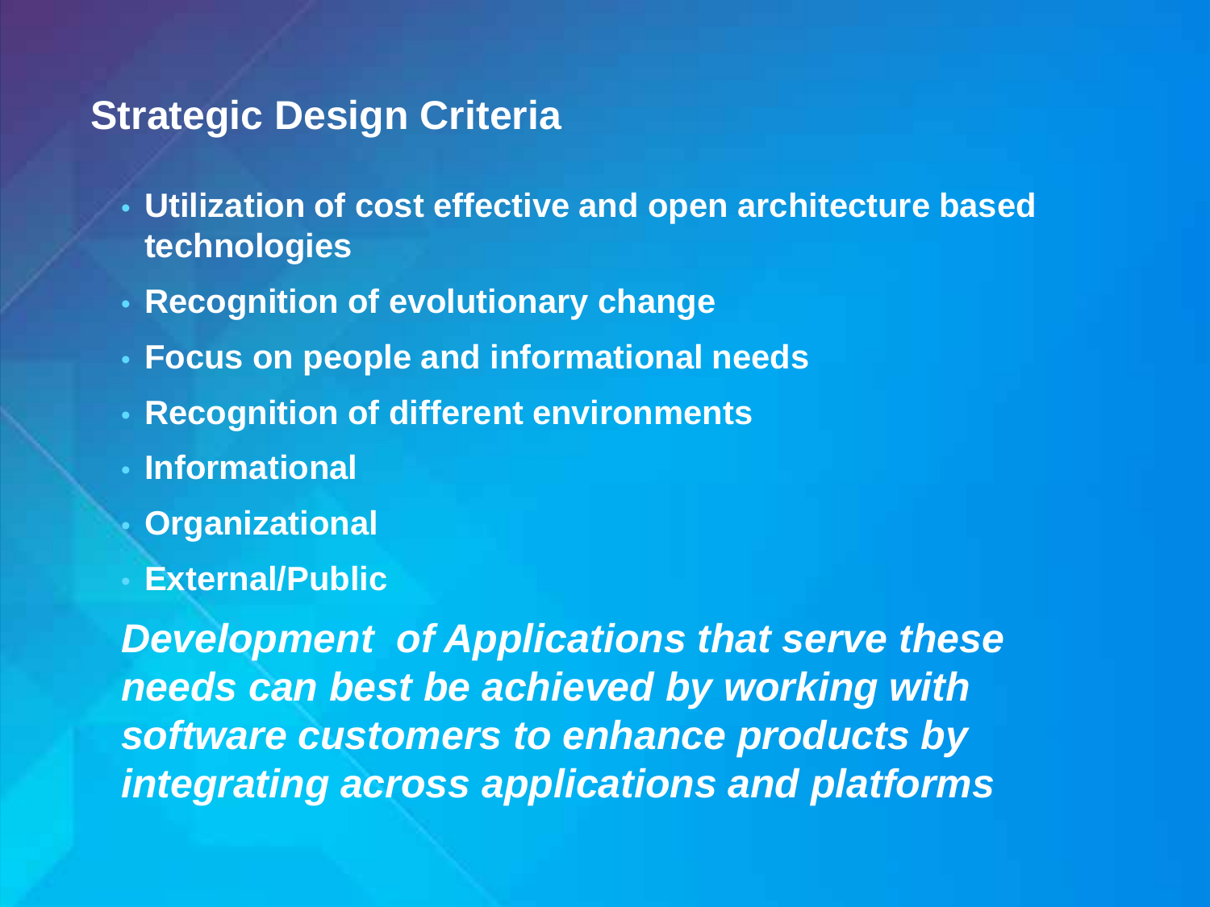## Strategic Design Criteria

- **Utilization of cost effective and open architecture based technologies**
- **Recognition of evolutionary change**
- **Focus on people and informational needs**
- **Recognition of different environments**
- **Informational**
- **Organizational**
- **External/Public**

***Development of Applications that serve these needs can best be achieved by working with software customers to enhance products by integrating across applications and platforms***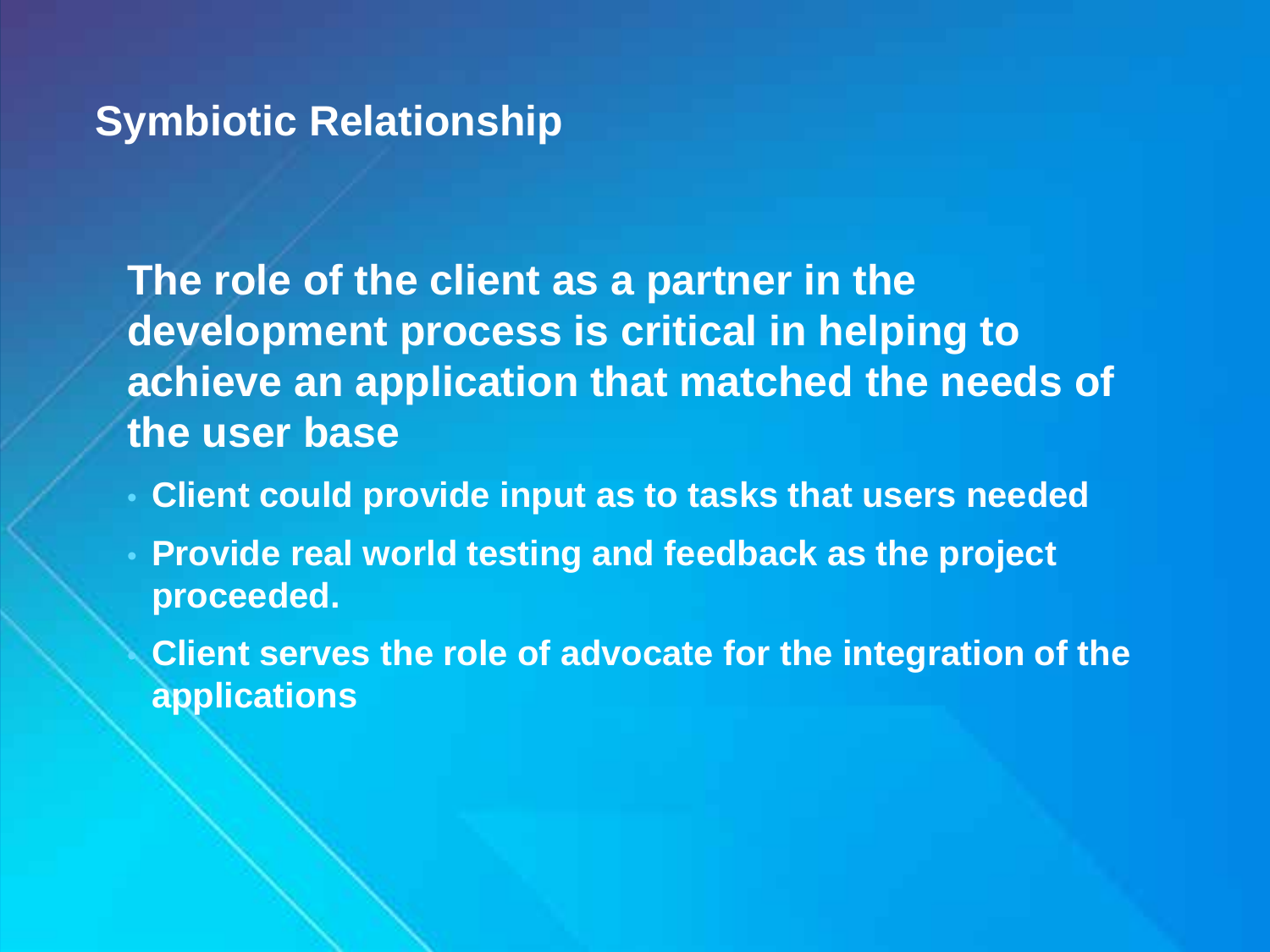## Symbiotic Relationship

**The role of the client as a partner in the development process is critical in helping to achieve an application that matched the needs of the user base**

- **Client could provide input as to tasks that users needed**
- **Provide real world testing and feedback as the project proceeded.**
- **Client serves the role of advocate for the integration of the applications**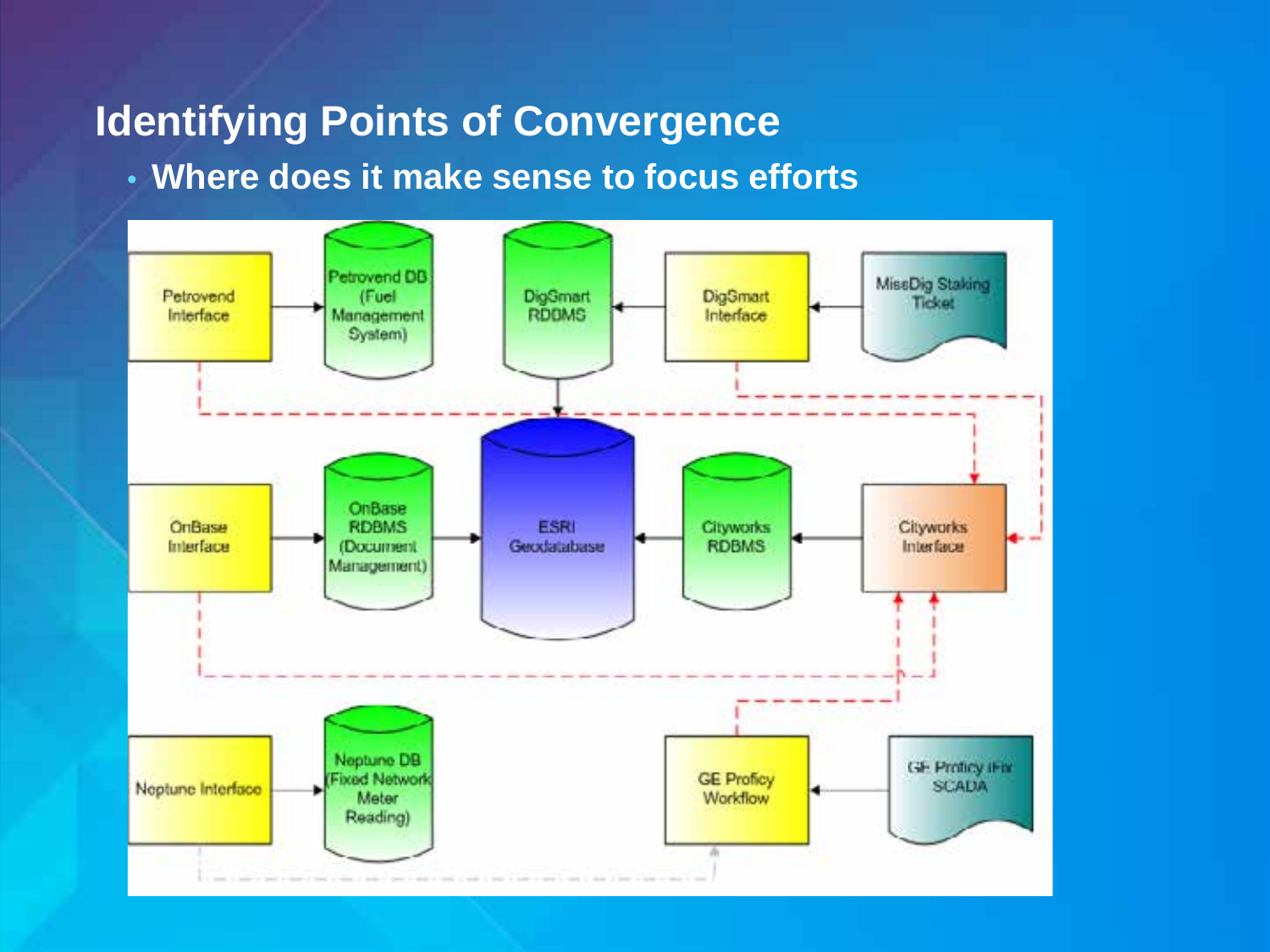# Identifying Points of Convergence

- Where does it make sense to focus efforts

Petrovend Interface

Petrovend DB (Fuel Management System)

DigSmart RDBMS

DigSmart Interface

MissDig Staking Ticket

OnBase Interface

OnBase RDBMS (Document Management)

ESRI Geodatabase

Cityworks RDBMS

Cityworks Interface

Neptune Interface

Neptune DB (Fixed Network Meter Reading)

GE Proficy Workflow

GE Proficy iFix SCADA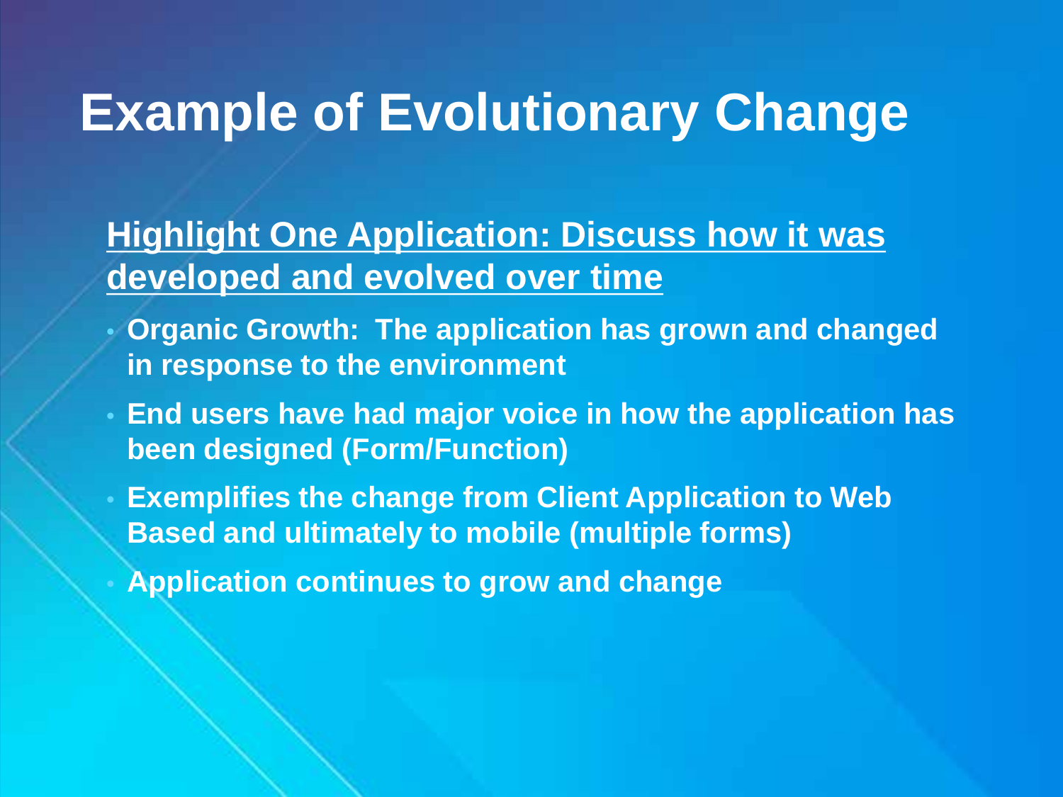# Example of Evolutionary Change

**<u>Highlight One Application: Discuss how it was developed and evolved over time</u>**

- **Organic Growth: The application has grown and changed in response to the environment**
- **End users have had major voice in how the application has been designed (Form/Function)**
- **Exemplifies the change from Client Application to Web Based and ultimately to mobile (multiple forms)**
- **Application continues to grow and change**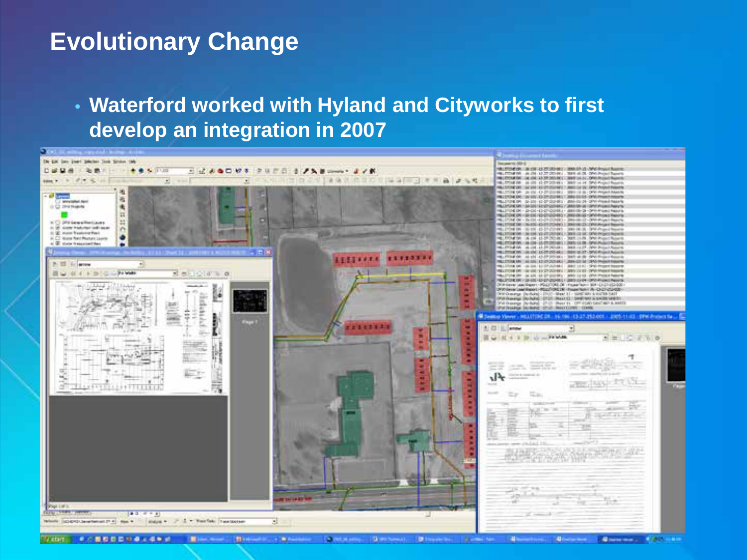# Evolutionary Change

- Waterford worked with Hyland and Cityworks to first develop an integration in 2007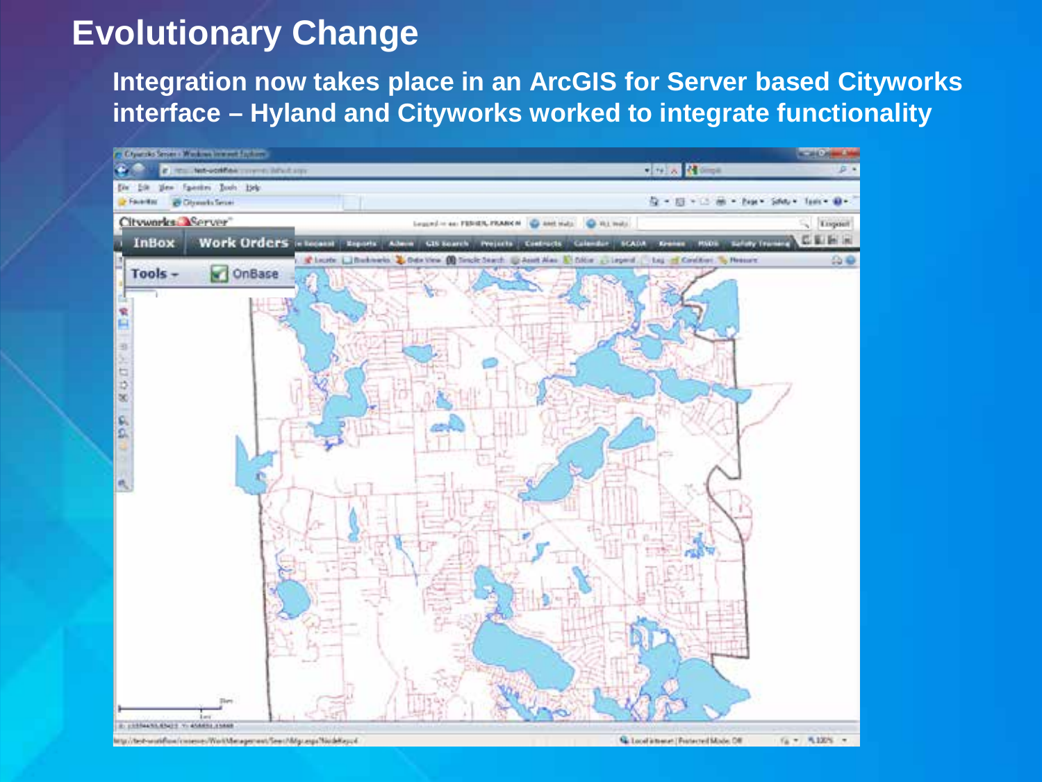# Evolutionary Change

**Integration now takes place in an ArcGIS for Server based Cityworks interface – Hyland and Cityworks worked to integrate functionality**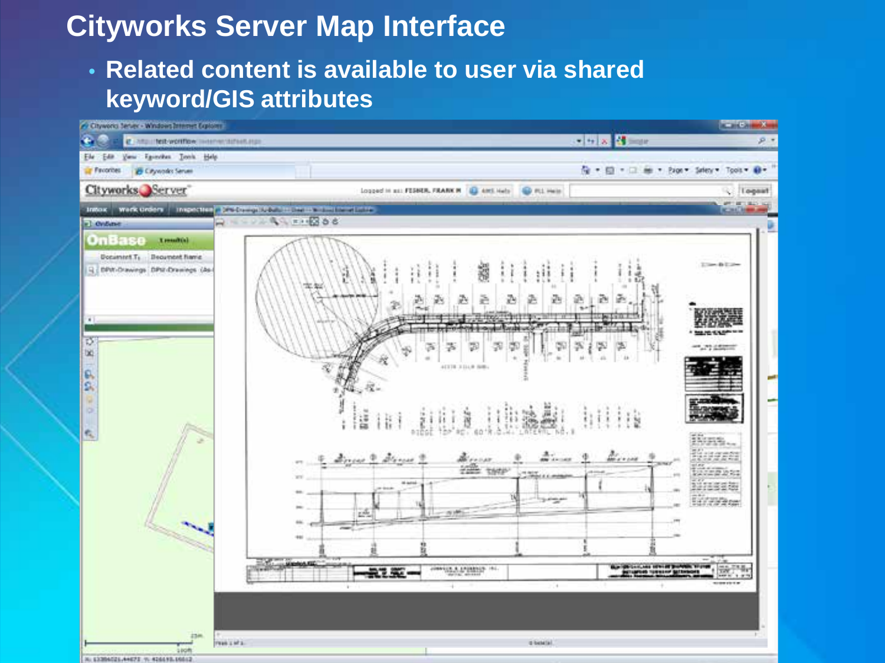# Cityworks Server Map Interface

- Related content is available to user via shared keyword/GIS attributes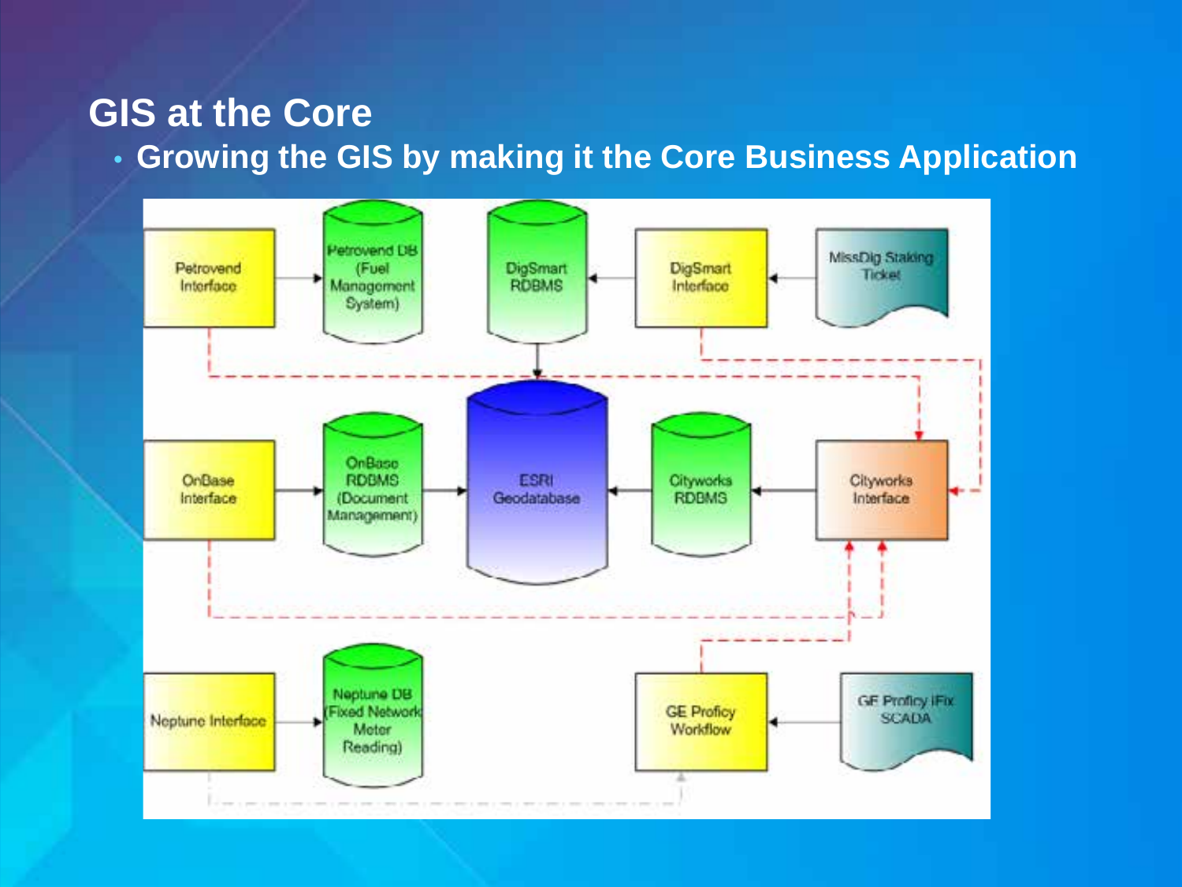# GIS at the Core

- **Growing the GIS by making it the Core Business Application**

Petrovend Interface → Petrovend DB (Fuel Management System)

DigSmart RDBMS ← DigSmart Interface ← MissDig Staking Ticket

OnBase Interface → OnBase RDBMS (Document Management) → ESRI Geodatabase ← Cityworks RDBMS ← Cityworks Interface

Neptune Interface → Neptune DB (Fixed Network Meter Reading)

GE Proficy Workflow ← GE Proficy iFix SCADA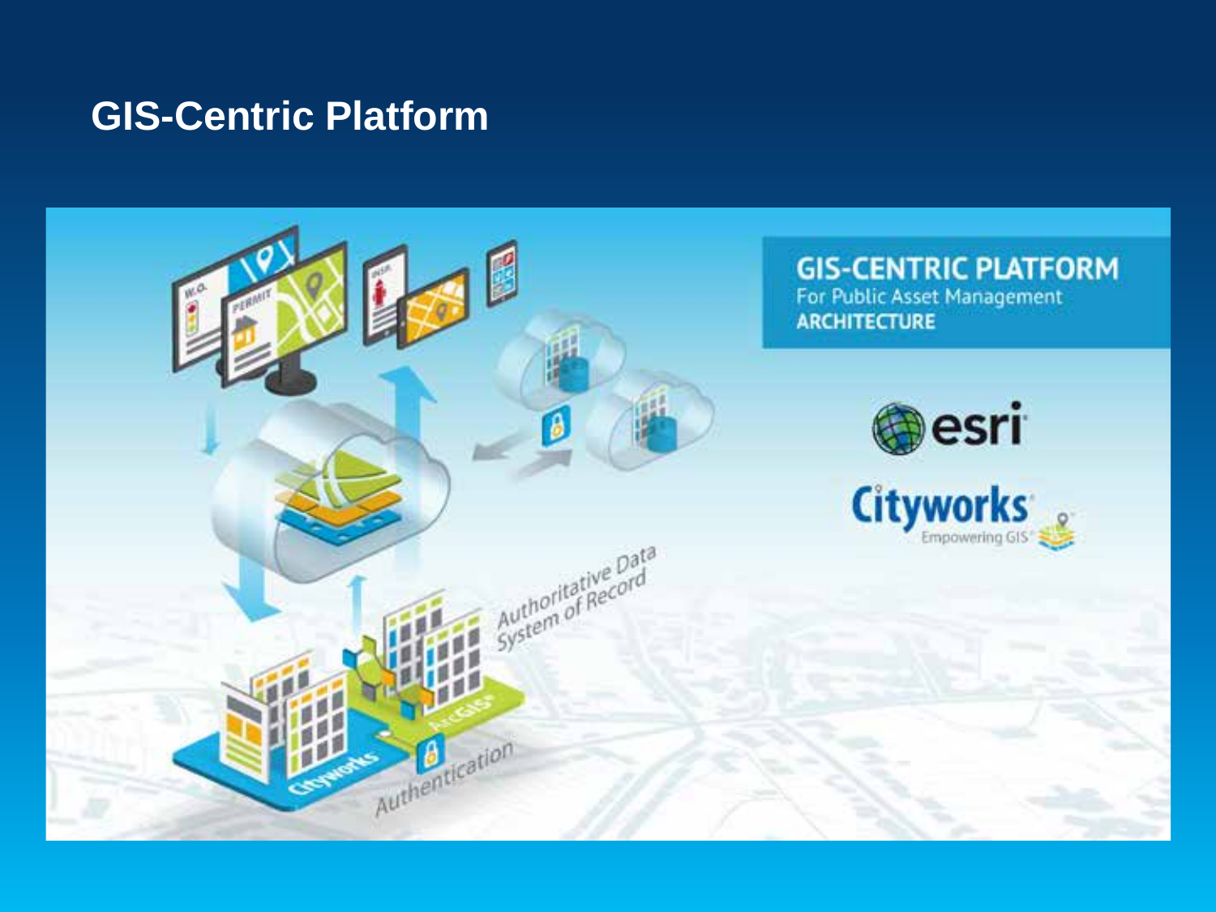# GIS-Centric Platform

**GIS-CENTRIC PLATFORM**
For Public Asset Management
**ARCHITECTURE**

esri

Cityworks
Empowering GIS

Authoritative Data
System of Record

Authentication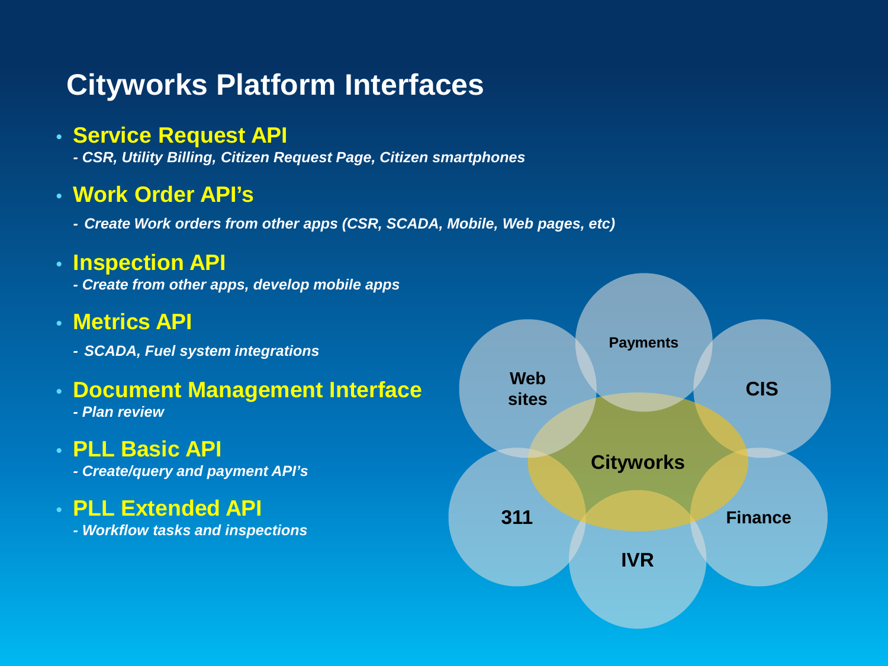# Cityworks Platform Interfaces

- **Service Request API**
  *- CSR, Utility Billing, Citizen Request Page, Citizen smartphones*
- **Work Order API's**
  *- Create Work orders from other apps (CSR, SCADA, Mobile, Web pages, etc)*
- **Inspection API**
  *- Create from other apps, develop mobile apps*
- **Metrics API**
  *- SCADA, Fuel system integrations*
- **Document Management Interface**
  *- Plan review*
- **PLL Basic API**
  *- Create/query and payment API's*
- **PLL Extended API**
  *- Workflow tasks and inspections*

Payments

Web sites

CIS

Cityworks

311

Finance

IVR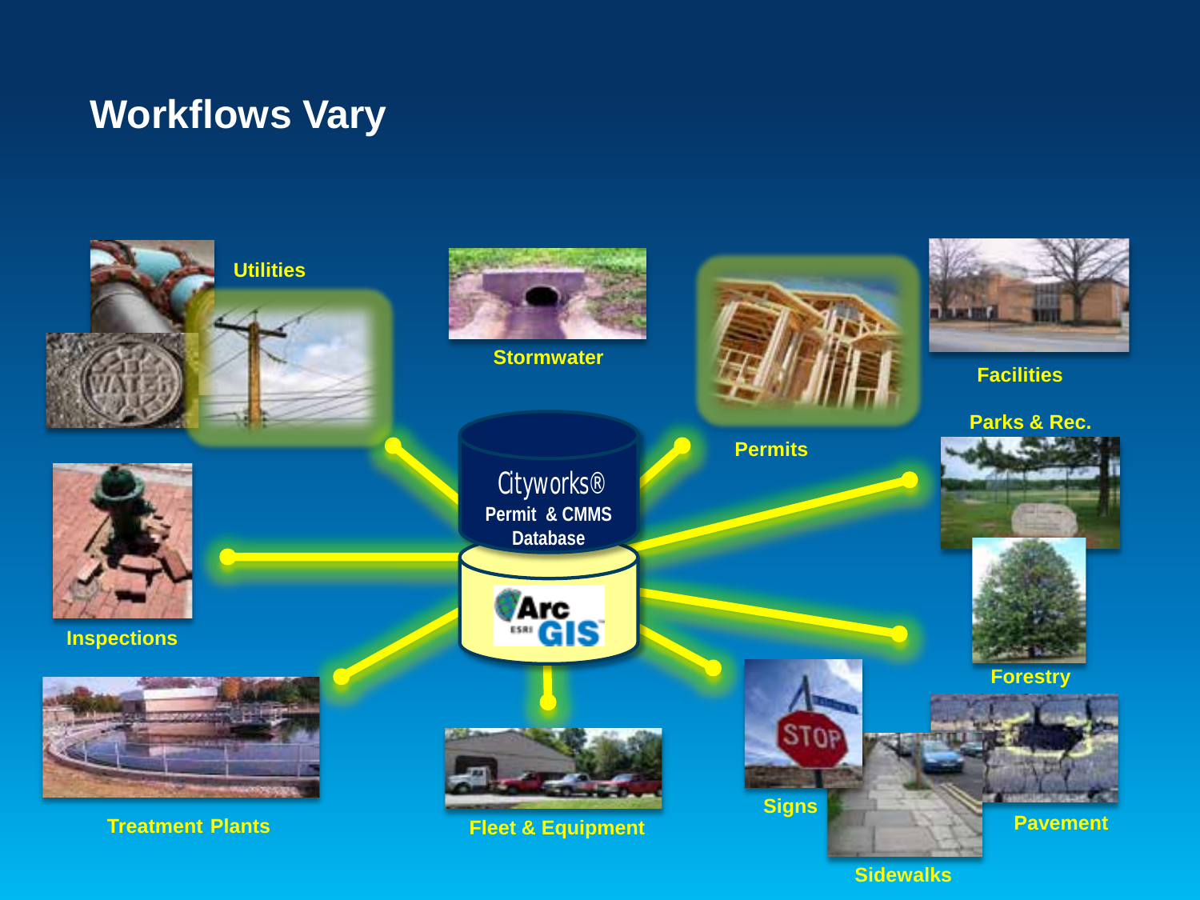# Workflows Vary

Utilities

Stormwater

Permits

Facilities

Parks & Rec.

Cityworks®
Permit & CMMS
Database

ArcGIS

Inspections

Forestry

Treatment Plants

Fleet & Equipment

Signs

Pavement

Sidewalks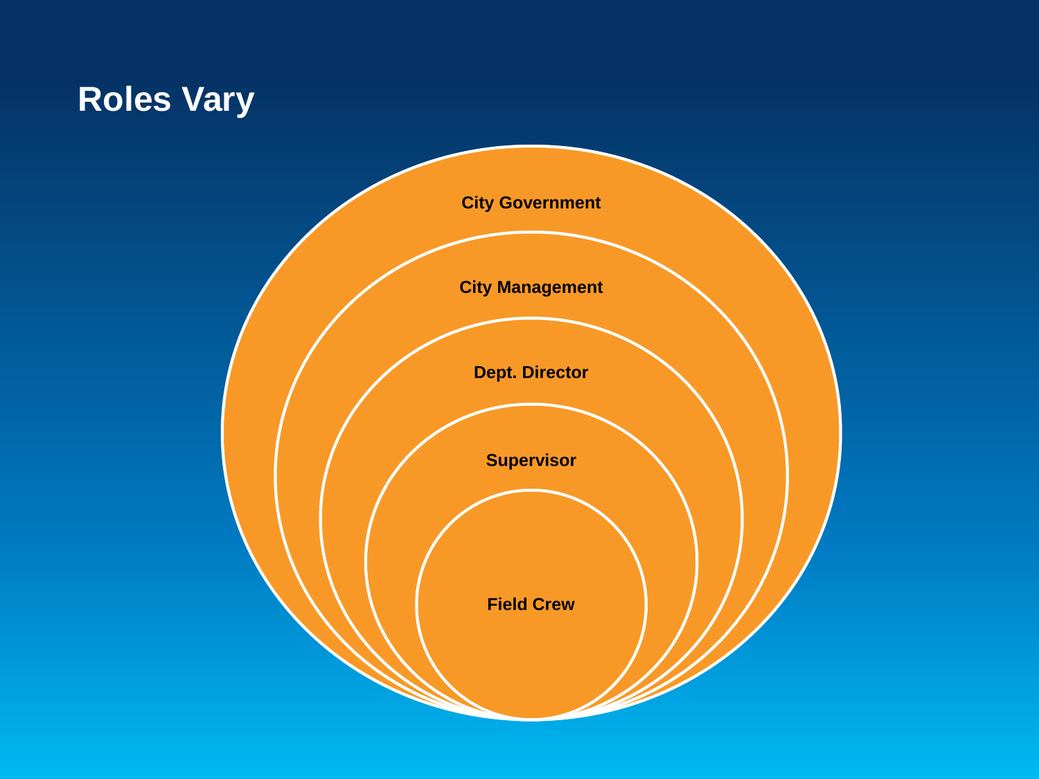# Roles Vary

- City Government
- City Management
- Dept. Director
- Supervisor
- Field Crew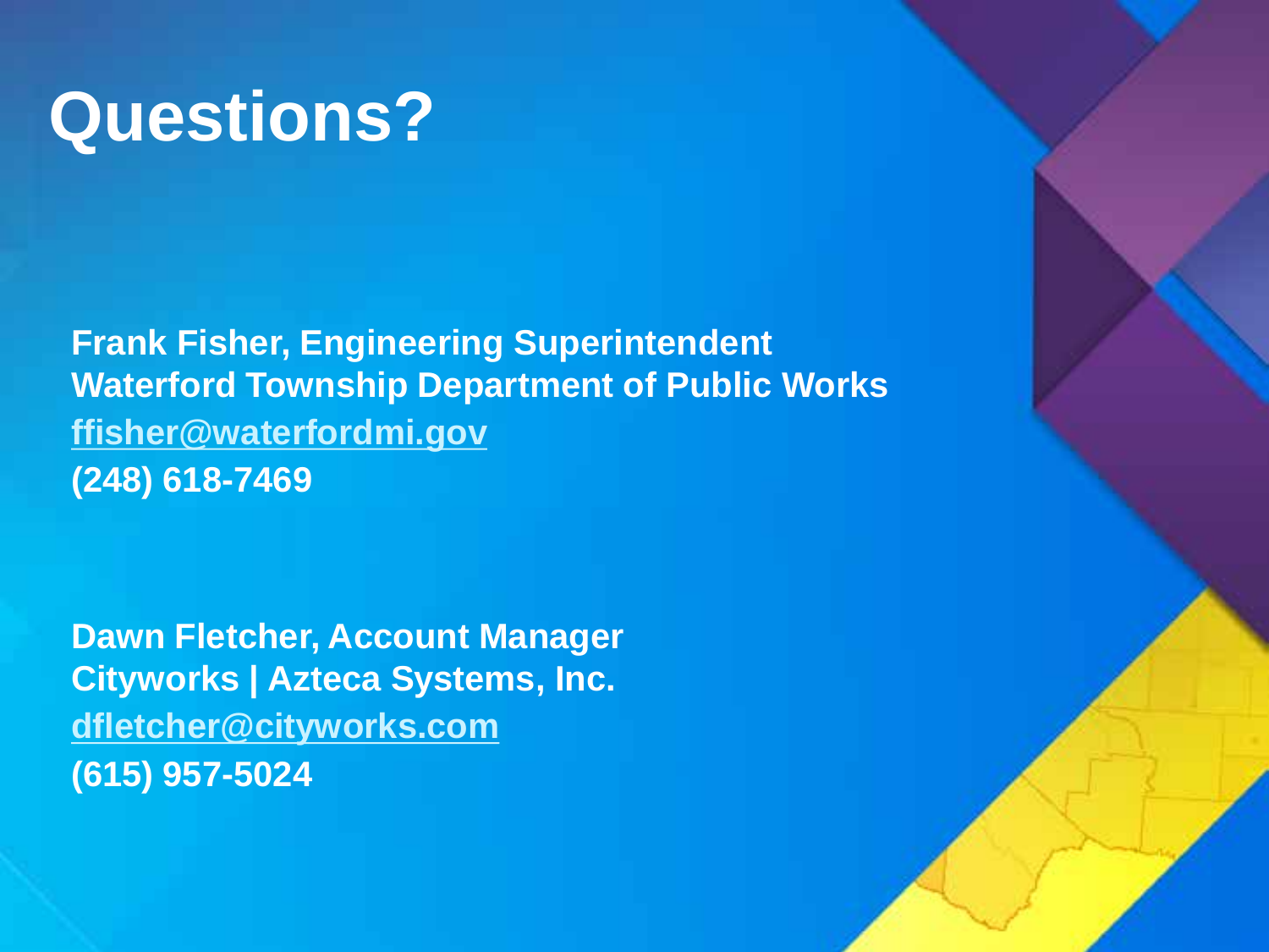# Questions?

**Frank Fisher, Engineering Superintendent**
**Waterford Township Department of Public Works**
**ffisher@waterfordmi.gov**
**(248) 618-7469**

**Dawn Fletcher, Account Manager**
**Cityworks | Azteca Systems, Inc.**
**dfletcher@cityworks.com**
**(615) 957-5024**